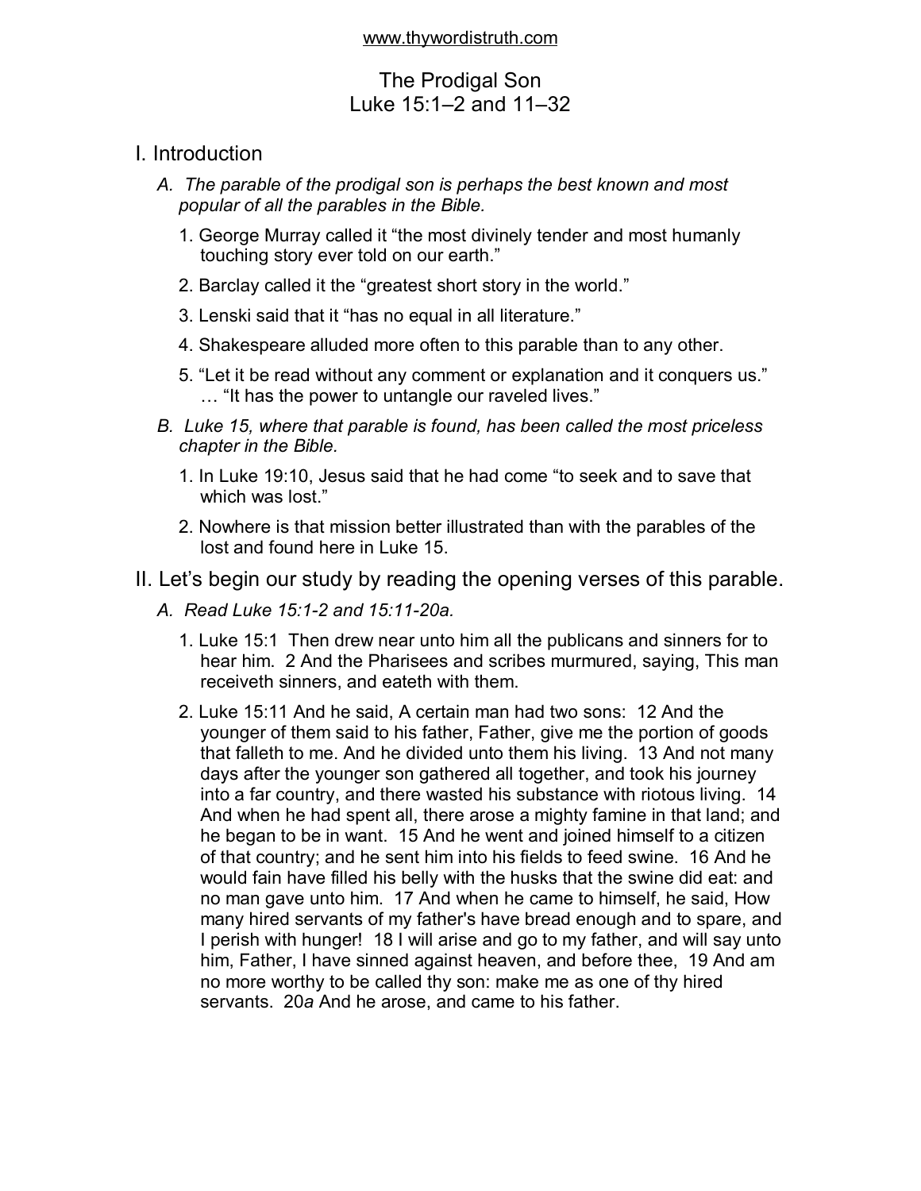www.thywordistruth.com

# The Prodigal Son
# Luke 15:1–2 and 11–32

## I. Introduction

*A. The parable of the prodigal son is perhaps the best known and most popular of all the parables in the Bible.*

1. George Murray called it "the most divinely tender and most humanly touching story ever told on our earth."
2. Barclay called it the "greatest short story in the world."
3. Lenski said that it "has no equal in all literature."
4. Shakespeare alluded more often to this parable than to any other.
5. "Let it be read without any comment or explanation and it conquers us." … "It has the power to untangle our raveled lives."

*B. Luke 15, where that parable is found, has been called the most priceless chapter in the Bible.*

1. In Luke 19:10, Jesus said that he had come "to seek and to save that which was lost."
2. Nowhere is that mission better illustrated than with the parables of the lost and found here in Luke 15.

## II. Let's begin our study by reading the opening verses of this parable.

*A. Read Luke 15:1-2 and 15:11-20a.*

1. Luke 15:1 Then drew near unto him all the publicans and sinners for to hear him. 2 And the Pharisees and scribes murmured, saying, This man receiveth sinners, and eateth with them.
2. Luke 15:11 And he said, A certain man had two sons: 12 And the younger of them said to his father, Father, give me the portion of goods that falleth to me. And he divided unto them his living. 13 And not many days after the younger son gathered all together, and took his journey into a far country, and there wasted his substance with riotous living. 14 And when he had spent all, there arose a mighty famine in that land; and he began to be in want. 15 And he went and joined himself to a citizen of that country; and he sent him into his fields to feed swine. 16 And he would fain have filled his belly with the husks that the swine did eat: and no man gave unto him. 17 And when he came to himself, he said, How many hired servants of my father's have bread enough and to spare, and I perish with hunger! 18 I will arise and go to my father, and will say unto him, Father, I have sinned against heaven, and before thee, 19 And am no more worthy to be called thy son: make me as one of thy hired servants. 20*a* And he arose, and came to his father.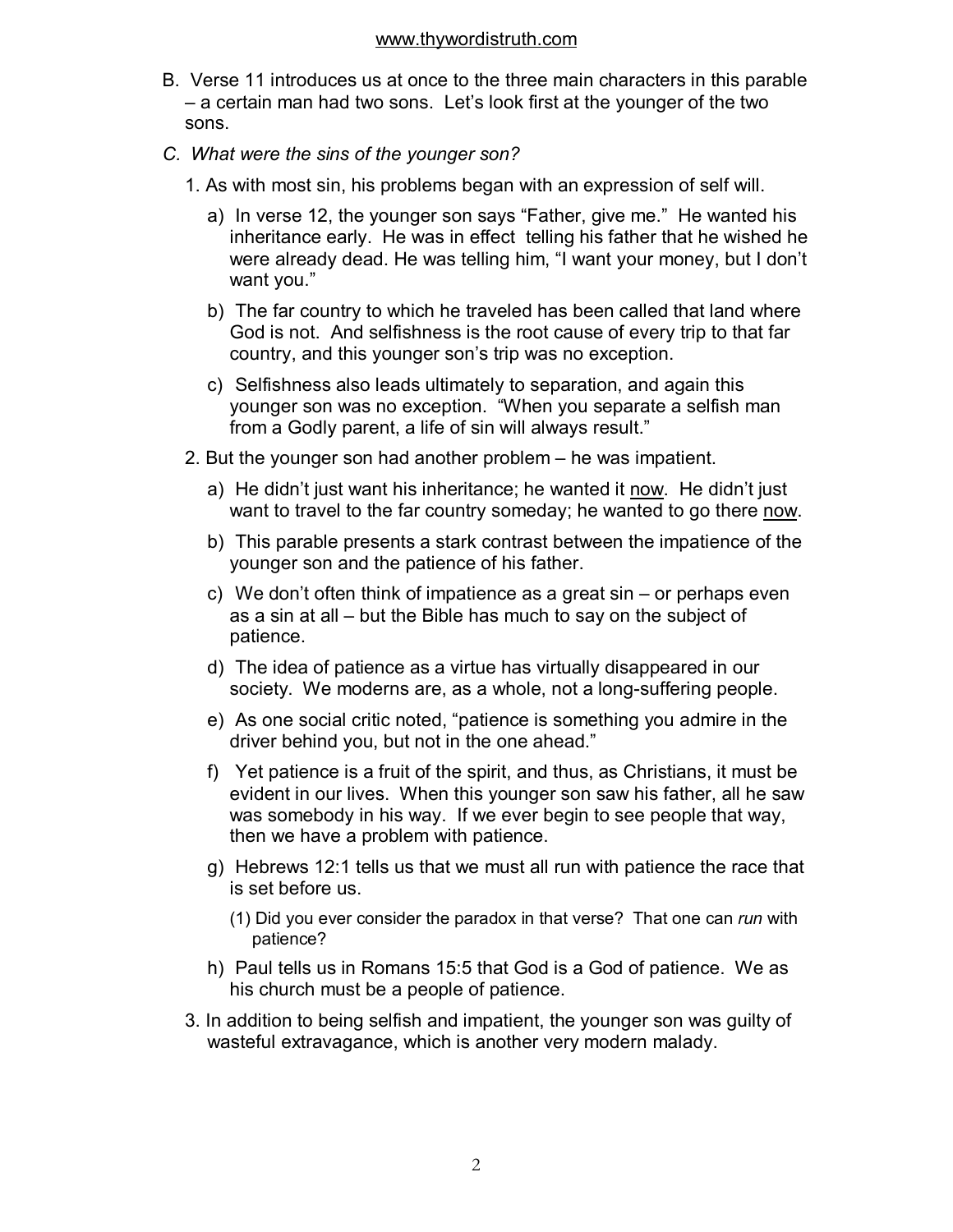B. Verse 11 introduces us at once to the three main characters in this parable – a certain man had two sons. Let's look first at the younger of the two sons.

*C. What were the sins of the younger son?*

1. As with most sin, his problems began with an expression of self will.
    - a) In verse 12, the younger son says "Father, give me." He wanted his inheritance early. He was in effect telling his father that he wished he were already dead. He was telling him, "I want your money, but I don't want you."
    - b) The far country to which he traveled has been called that land where God is not. And selfishness is the root cause of every trip to that far country, and this younger son's trip was no exception.
    - c) Selfishness also leads ultimately to separation, and again this younger son was no exception. "When you separate a selfish man from a Godly parent, a life of sin will always result."
2. But the younger son had another problem – he was impatient.
    - a) He didn't just want his inheritance; he wanted it <u>now</u>. He didn't just want to travel to the far country someday; he wanted to go there <u>now</u>.
    - b) This parable presents a stark contrast between the impatience of the younger son and the patience of his father.
    - c) We don't often think of impatience as a great sin – or perhaps even as a sin at all – but the Bible has much to say on the subject of patience.
    - d) The idea of patience as a virtue has virtually disappeared in our society. We moderns are, as a whole, not a long-suffering people.
    - e) As one social critic noted, "patience is something you admire in the driver behind you, but not in the one ahead."
    - f) Yet patience is a fruit of the spirit, and thus, as Christians, it must be evident in our lives. When this younger son saw his father, all he saw was somebody in his way. If we ever begin to see people that way, then we have a problem with patience.
    - g) Hebrews 12:1 tells us that we must all run with patience the race that is set before us.
        - (1) Did you ever consider the paradox in that verse? That one can *run* with patience?
    - h) Paul tells us in Romans 15:5 that God is a God of patience. We as his church must be a people of patience.
3. In addition to being selfish and impatient, the younger son was guilty of wasteful extravagance, which is another very modern malady.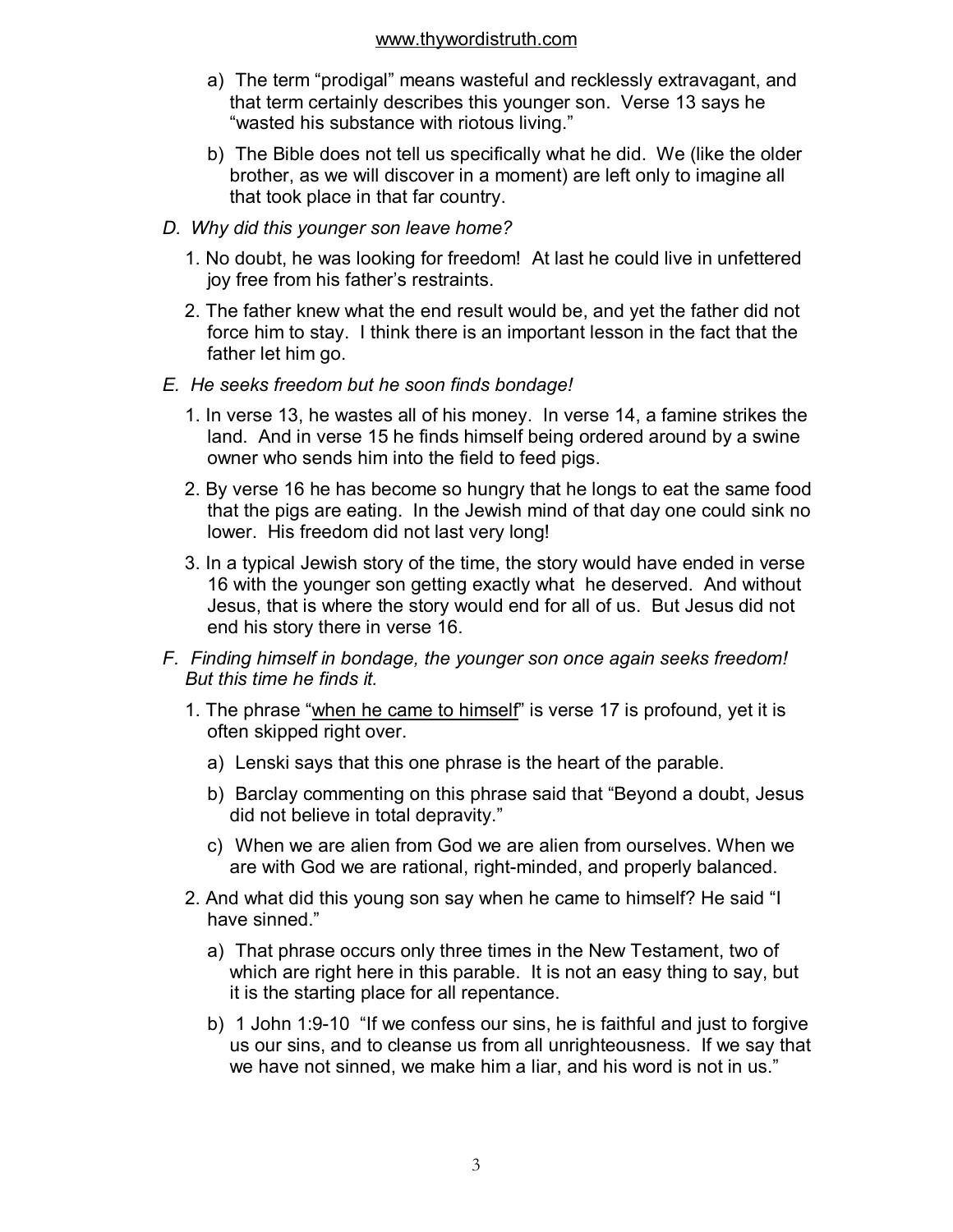a) The term “prodigal” means wasteful and recklessly extravagant, and that term certainly describes this younger son. Verse 13 says he “wasted his substance with riotous living.”

b) The Bible does not tell us specifically what he did. We (like the older brother, as we will discover in a moment) are left only to imagine all that took place in that far country.

*D. Why did this younger son leave home?*

1. No doubt, he was looking for freedom! At last he could live in unfettered joy free from his father’s restraints.

2. The father knew what the end result would be, and yet the father did not force him to stay. I think there is an important lesson in the fact that the father let him go.

*E. He seeks freedom but he soon finds bondage!*

1. In verse 13, he wastes all of his money. In verse 14, a famine strikes the land. And in verse 15 he finds himself being ordered around by a swine owner who sends him into the field to feed pigs.

2. By verse 16 he has become so hungry that he longs to eat the same food that the pigs are eating. In the Jewish mind of that day one could sink no lower. His freedom did not last very long!

3. In a typical Jewish story of the time, the story would have ended in verse 16 with the younger son getting exactly what he deserved. And without Jesus, that is where the story would end for all of us. But Jesus did not end his story there in verse 16.

*F. Finding himself in bondage, the younger son once again seeks freedom! But this time he finds it.*

1. The phrase “<u>when he came to himself</u>” is verse 17 is profound, yet it is often skipped right over.

   a) Lenski says that this one phrase is the heart of the parable.

   b) Barclay commenting on this phrase said that “Beyond a doubt, Jesus did not believe in total depravity.”

   c) When we are alien from God we are alien from ourselves. When we are with God we are rational, right-minded, and properly balanced.

2. And what did this young son say when he came to himself? He said “I have sinned.”

   a) That phrase occurs only three times in the New Testament, two of which are right here in this parable. It is not an easy thing to say, but it is the starting place for all repentance.

   b) 1 John 1:9-10 “If we confess our sins, he is faithful and just to forgive us our sins, and to cleanse us from all unrighteousness. If we say that we have not sinned, we make him a liar, and his word is not in us.”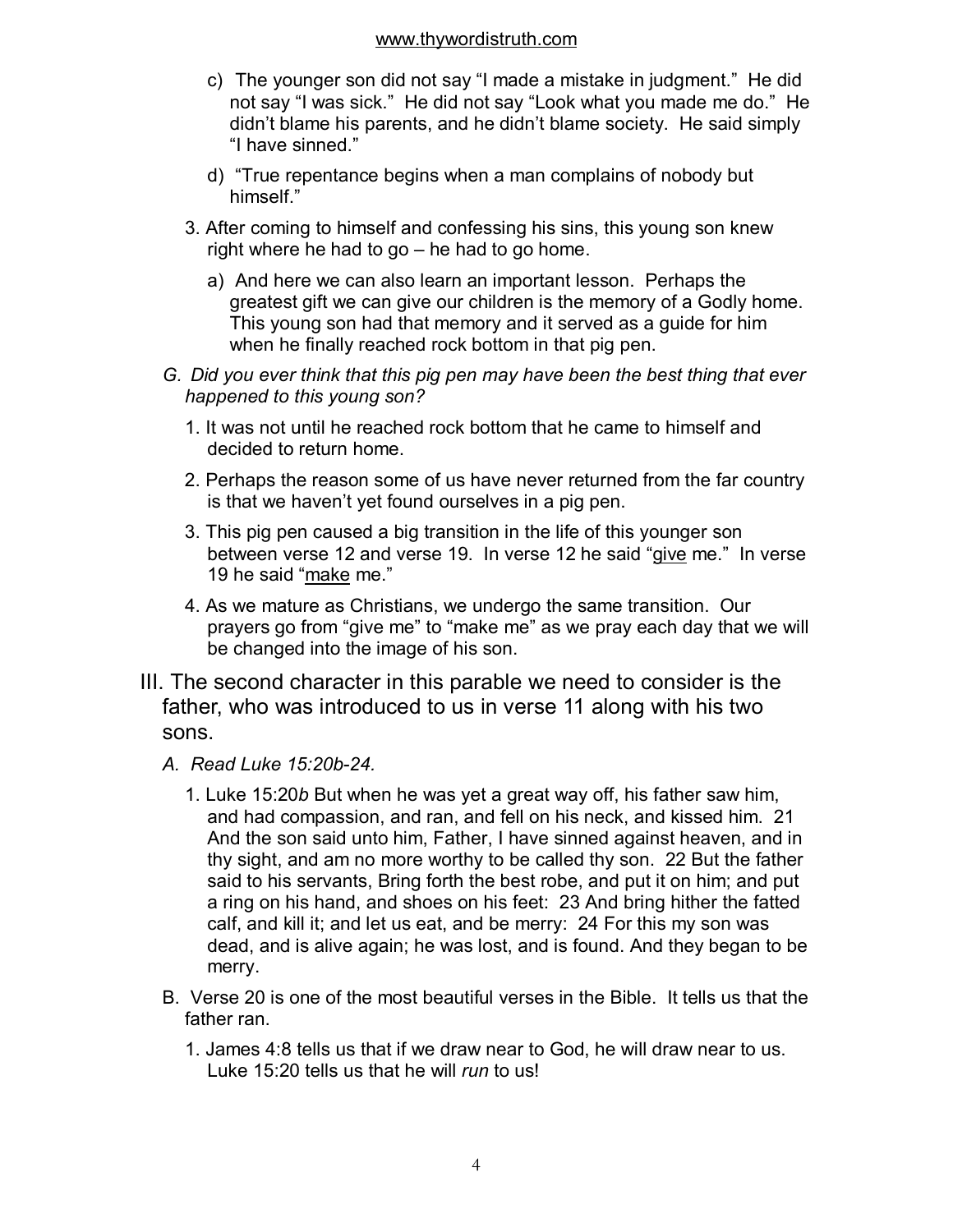c) The younger son did not say “I made a mistake in judgment.” He did not say “I was sick.” He did not say “Look what you made me do.” He didn’t blame his parents, and he didn’t blame society. He said simply “I have sinned.”

d) “True repentance begins when a man complains of nobody but himself.”

3. After coming to himself and confessing his sins, this young son knew right where he had to go – he had to go home.

   a) And here we can also learn an important lesson. Perhaps the greatest gift we can give our children is the memory of a Godly home. This young son had that memory and it served as a guide for him when he finally reached rock bottom in that pig pen.

*G. Did you ever think that this pig pen may have been the best thing that ever happened to this young son?*

1. It was not until he reached rock bottom that he came to himself and decided to return home.

2. Perhaps the reason some of us have never returned from the far country is that we haven’t yet found ourselves in a pig pen.

3. This pig pen caused a big transition in the life of this younger son between verse 12 and verse 19. In verse 12 he said “<u>give</u> me.” In verse 19 he said “<u>make</u> me.”

4. As we mature as Christians, we undergo the same transition. Our prayers go from “give me” to “make me” as we pray each day that we will be changed into the image of his son.

## III. The second character in this parable we need to consider is the father, who was introduced to us in verse 11 along with his two sons.

*A. Read Luke 15:20b-24.*

1. Luke 15:20*b* But when he was yet a great way off, his father saw him, and had compassion, and ran, and fell on his neck, and kissed him. 21 And the son said unto him, Father, I have sinned against heaven, and in thy sight, and am no more worthy to be called thy son. 22 But the father said to his servants, Bring forth the best robe, and put it on him; and put a ring on his hand, and shoes on his feet: 23 And bring hither the fatted calf, and kill it; and let us eat, and be merry: 24 For this my son was dead, and is alive again; he was lost, and is found. And they began to be merry.

B. Verse 20 is one of the most beautiful verses in the Bible. It tells us that the father ran.

1. James 4:8 tells us that if we draw near to God, he will draw near to us. Luke 15:20 tells us that he will *run* to us!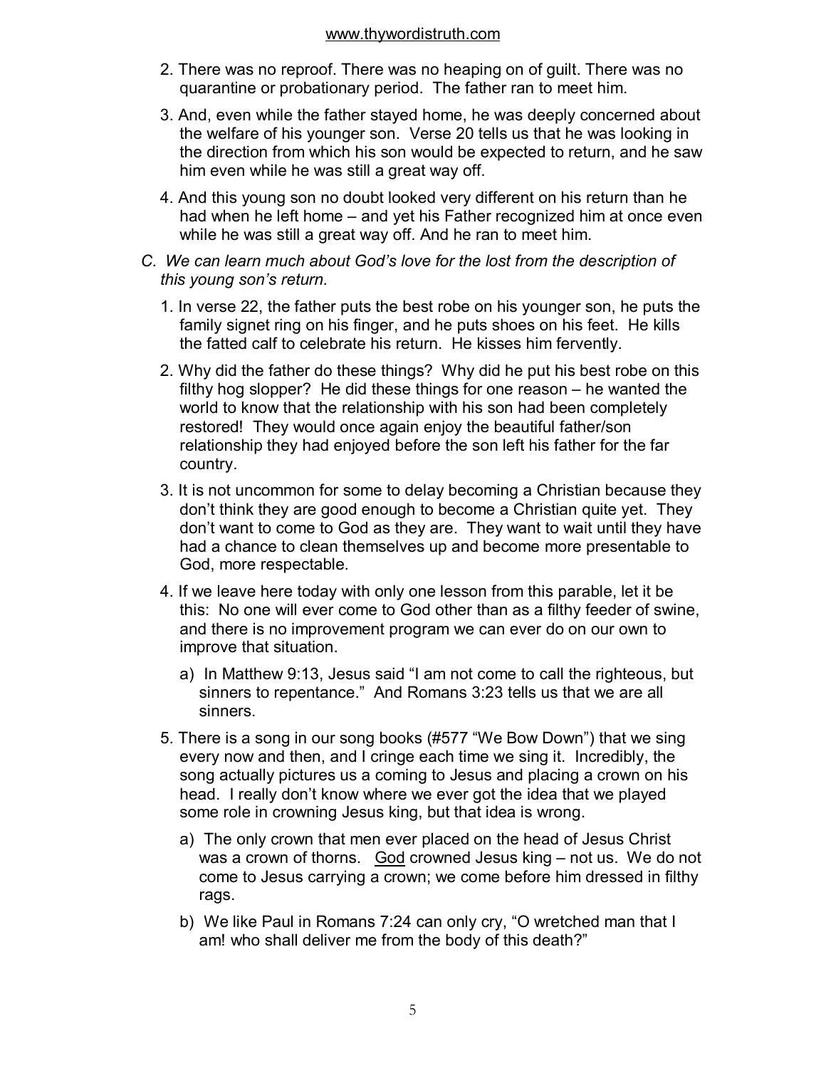2. There was no reproof. There was no heaping on of guilt. There was no quarantine or probationary period. The father ran to meet him.

3. And, even while the father stayed home, he was deeply concerned about the welfare of his younger son. Verse 20 tells us that he was looking in the direction from which his son would be expected to return, and he saw him even while he was still a great way off.

4. And this young son no doubt looked very different on his return than he had when he left home – and yet his Father recognized him at once even while he was still a great way off. And he ran to meet him.

*C. We can learn much about God's love for the lost from the description of this young son's return.*

1. In verse 22, the father puts the best robe on his younger son, he puts the family signet ring on his finger, and he puts shoes on his feet. He kills the fatted calf to celebrate his return. He kisses him fervently.

2. Why did the father do these things? Why did he put his best robe on this filthy hog slopper? He did these things for one reason – he wanted the world to know that the relationship with his son had been completely restored! They would once again enjoy the beautiful father/son relationship they had enjoyed before the son left his father for the far country.

3. It is not uncommon for some to delay becoming a Christian because they don't think they are good enough to become a Christian quite yet. They don't want to come to God as they are. They want to wait until they have had a chance to clean themselves up and become more presentable to God, more respectable.

4. If we leave here today with only one lesson from this parable, let it be this: No one will ever come to God other than as a filthy feeder of swine, and there is no improvement program we can ever do on our own to improve that situation.

   a) In Matthew 9:13, Jesus said "I am not come to call the righteous, but sinners to repentance." And Romans 3:23 tells us that we are all sinners.

5. There is a song in our song books (#577 "We Bow Down") that we sing every now and then, and I cringe each time we sing it. Incredibly, the song actually pictures us a coming to Jesus and placing a crown on his head. I really don't know where we ever got the idea that we played some role in crowning Jesus king, but that idea is wrong.

   a) The only crown that men ever placed on the head of Jesus Christ was a crown of thorns. <u>God</u> crowned Jesus king – not us. We do not come to Jesus carrying a crown; we come before him dressed in filthy rags.

   b) We like Paul in Romans 7:24 can only cry, "O wretched man that I am! who shall deliver me from the body of this death?"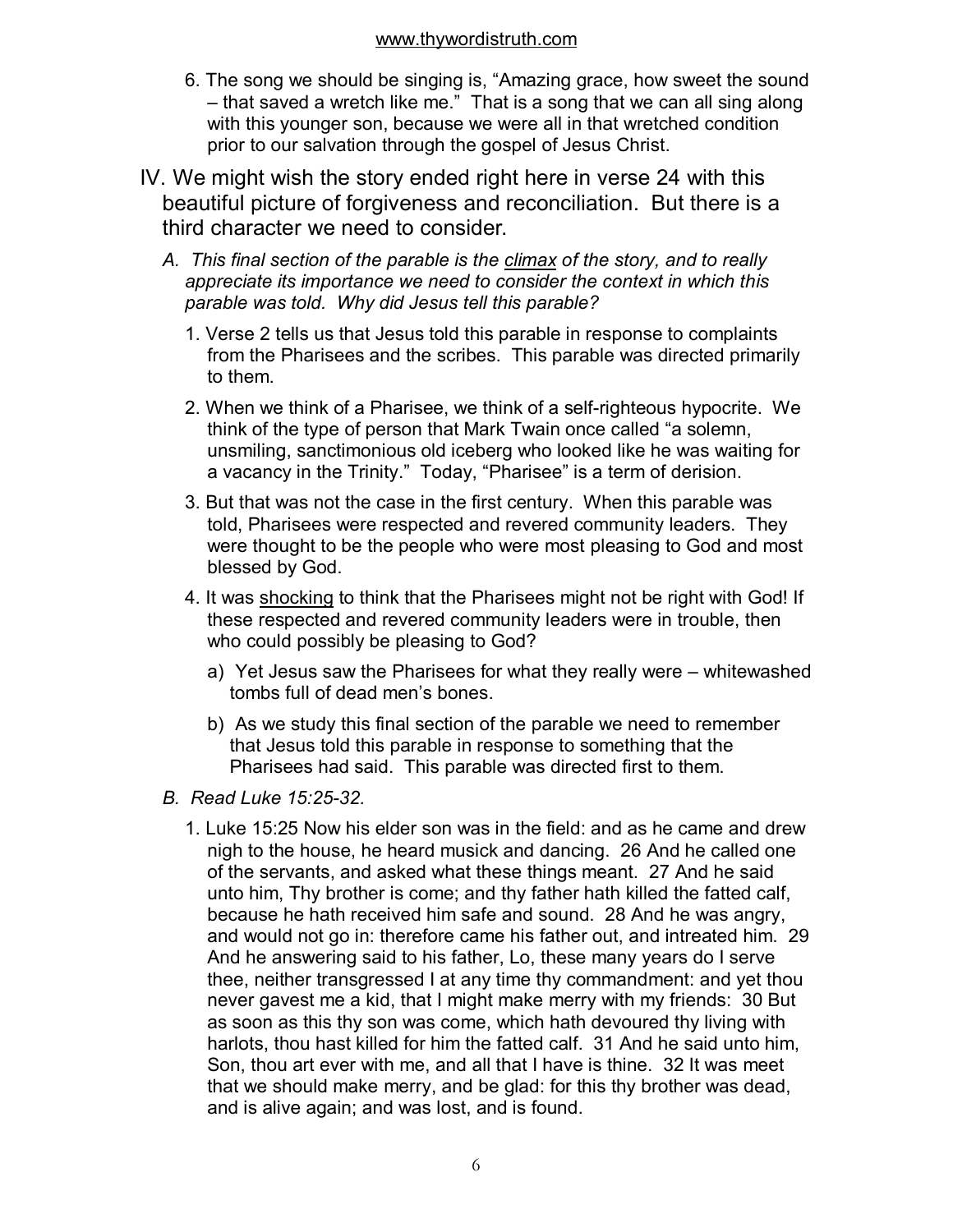6. The song we should be singing is, "Amazing grace, how sweet the sound – that saved a wretch like me." That is a song that we can all sing along with this younger son, because we were all in that wretched condition prior to our salvation through the gospel of Jesus Christ.

IV. We might wish the story ended right here in verse 24 with this beautiful picture of forgiveness and reconciliation. But there is a third character we need to consider.

*A. This final section of the parable is the* <u>*climax*</u> *of the story, and to really appreciate its importance we need to consider the context in which this parable was told. Why did Jesus tell this parable?*

1. Verse 2 tells us that Jesus told this parable in response to complaints from the Pharisees and the scribes. This parable was directed primarily to them.

2. When we think of a Pharisee, we think of a self-righteous hypocrite. We think of the type of person that Mark Twain once called "a solemn, unsmiling, sanctimonious old iceberg who looked like he was waiting for a vacancy in the Trinity." Today, "Pharisee" is a term of derision.

3. But that was not the case in the first century. When this parable was told, Pharisees were respected and revered community leaders. They were thought to be the people who were most pleasing to God and most blessed by God.

4. It was <u>shocking</u> to think that the Pharisees might not be right with God! If these respected and revered community leaders were in trouble, then who could possibly be pleasing to God?

a) Yet Jesus saw the Pharisees for what they really were – whitewashed tombs full of dead men's bones.

b) As we study this final section of the parable we need to remember that Jesus told this parable in response to something that the Pharisees had said. This parable was directed first to them.

*B. Read Luke 15:25-32.*

1. Luke 15:25 Now his elder son was in the field: and as he came and drew nigh to the house, he heard musick and dancing. 26 And he called one of the servants, and asked what these things meant. 27 And he said unto him, Thy brother is come; and thy father hath killed the fatted calf, because he hath received him safe and sound. 28 And he was angry, and would not go in: therefore came his father out, and intreated him. 29 And he answering said to his father, Lo, these many years do I serve thee, neither transgressed I at any time thy commandment: and yet thou never gavest me a kid, that I might make merry with my friends: 30 But as soon as this thy son was come, which hath devoured thy living with harlots, thou hast killed for him the fatted calf. 31 And he said unto him, Son, thou art ever with me, and all that I have is thine. 32 It was meet that we should make merry, and be glad: for this thy brother was dead, and is alive again; and was lost, and is found.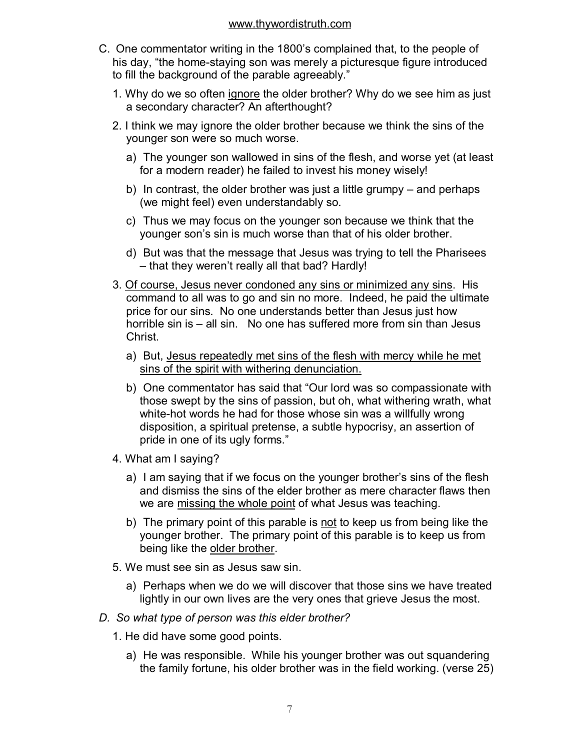C. One commentator writing in the 1800's complained that, to the people of his day, "the home-staying son was merely a picturesque figure introduced to fill the background of the parable agreeably."

1. Why do we so often <u>ignore</u> the older brother? Why do we see him as just a secondary character? An afterthought?

2. I think we may ignore the older brother because we think the sins of the younger son were so much worse.

   a) The younger son wallowed in sins of the flesh, and worse yet (at least for a modern reader) he failed to invest his money wisely!

   b) In contrast, the older brother was just a little grumpy – and perhaps (we might feel) even understandably so.

   c) Thus we may focus on the younger son because we think that the younger son's sin is much worse than that of his older brother.

   d) But was that the message that Jesus was trying to tell the Pharisees – that they weren't really all that bad? Hardly!

3. <u>Of course, Jesus never condoned any sins or minimized any sins</u>. His command to all was to go and sin no more. Indeed, he paid the ultimate price for our sins. No one understands better than Jesus just how horrible sin is – all sin. No one has suffered more from sin than Jesus Christ.

   a) But, <u>Jesus repeatedly met sins of the flesh with mercy while he met sins of the spirit with withering denunciation.</u>

   b) One commentator has said that "Our lord was so compassionate with those swept by the sins of passion, but oh, what withering wrath, what white-hot words he had for those whose sin was a willfully wrong disposition, a spiritual pretense, a subtle hypocrisy, an assertion of pride in one of its ugly forms."

4. What am I saying?

   a) I am saying that if we focus on the younger brother's sins of the flesh and dismiss the sins of the elder brother as mere character flaws then we are <u>missing the whole point</u> of what Jesus was teaching.

   b) The primary point of this parable is <u>not</u> to keep us from being like the younger brother. The primary point of this parable is to keep us from being like the <u>older brother</u>.

5. We must see sin as Jesus saw sin.

   a) Perhaps when we do we will discover that those sins we have treated lightly in our own lives are the very ones that grieve Jesus the most.

*D. So what type of person was this elder brother?*

1. He did have some good points.

   a) He was responsible. While his younger brother was out squandering the family fortune, his older brother was in the field working. (verse 25)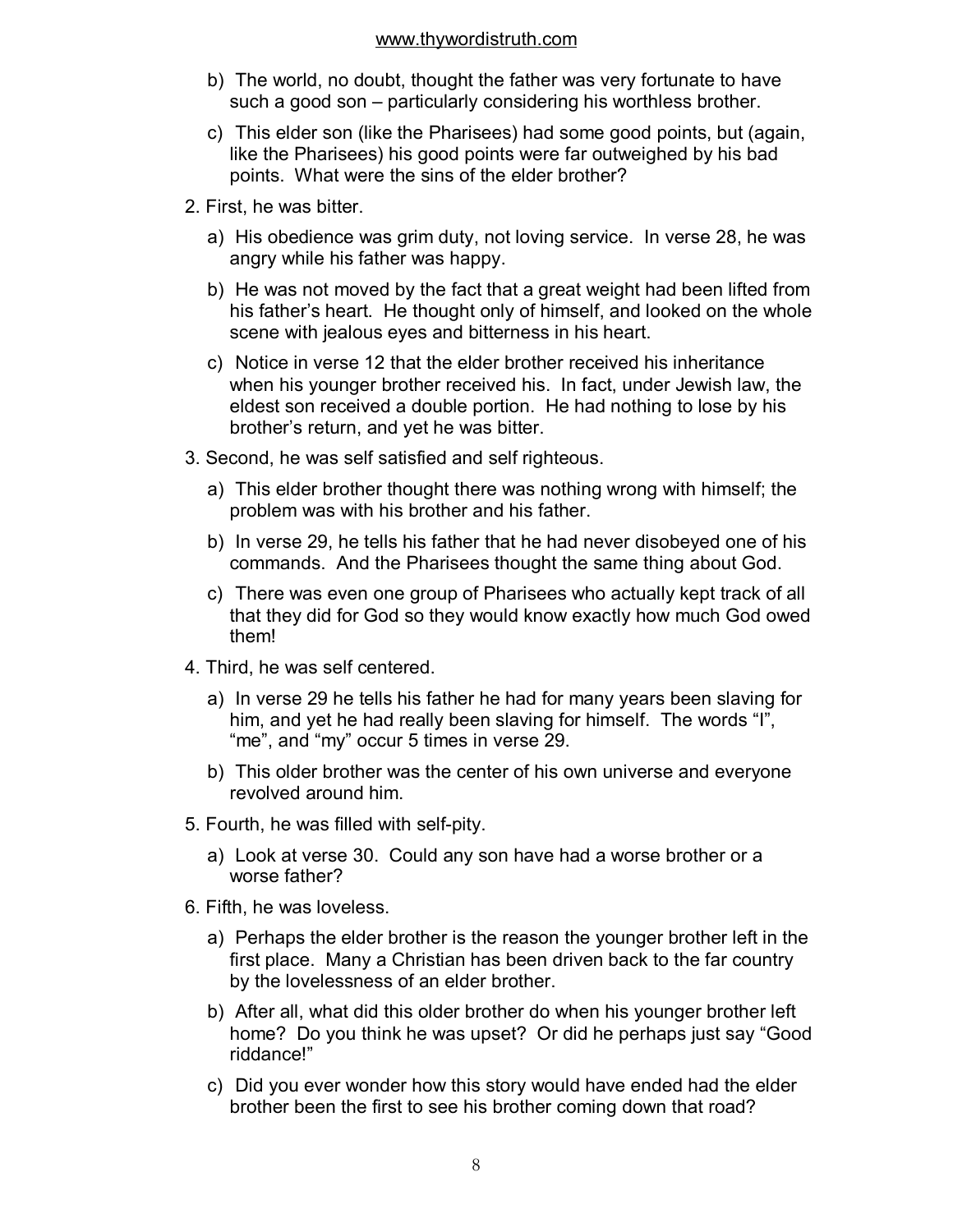b) The world, no doubt, thought the father was very fortunate to have such a good son – particularly considering his worthless brother.

c) This elder son (like the Pharisees) had some good points, but (again, like the Pharisees) his good points were far outweighed by his bad points. What were the sins of the elder brother?

2. First, he was bitter.

   a) His obedience was grim duty, not loving service. In verse 28, he was angry while his father was happy.

   b) He was not moved by the fact that a great weight had been lifted from his father's heart. He thought only of himself, and looked on the whole scene with jealous eyes and bitterness in his heart.

   c) Notice in verse 12 that the elder brother received his inheritance when his younger brother received his. In fact, under Jewish law, the eldest son received a double portion. He had nothing to lose by his brother's return, and yet he was bitter.

3. Second, he was self satisfied and self righteous.

   a) This elder brother thought there was nothing wrong with himself; the problem was with his brother and his father.

   b) In verse 29, he tells his father that he had never disobeyed one of his commands. And the Pharisees thought the same thing about God.

   c) There was even one group of Pharisees who actually kept track of all that they did for God so they would know exactly how much God owed them!

4. Third, he was self centered.

   a) In verse 29 he tells his father he had for many years been slaving for him, and yet he had really been slaving for himself. The words "I", "me", and "my" occur 5 times in verse 29.

   b) This older brother was the center of his own universe and everyone revolved around him.

5. Fourth, he was filled with self-pity.

   a) Look at verse 30. Could any son have had a worse brother or a worse father?

6. Fifth, he was loveless.

   a) Perhaps the elder brother is the reason the younger brother left in the first place. Many a Christian has been driven back to the far country by the lovelessness of an elder brother.

   b) After all, what did this older brother do when his younger brother left home? Do you think he was upset? Or did he perhaps just say "Good riddance!"

   c) Did you ever wonder how this story would have ended had the elder brother been the first to see his brother coming down that road?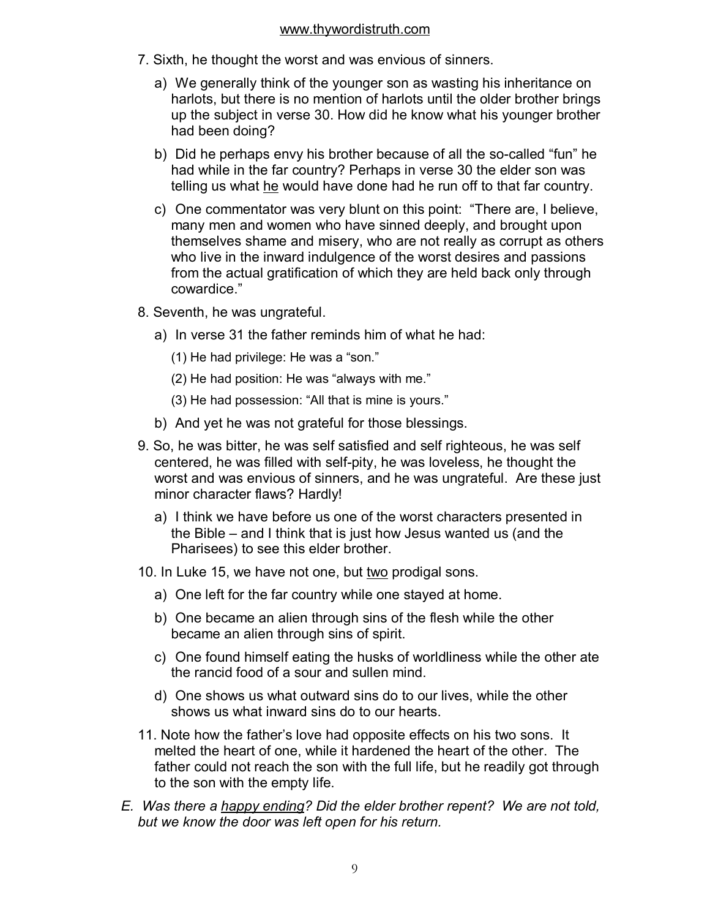7. Sixth, he thought the worst and was envious of sinners.

   a) We generally think of the younger son as wasting his inheritance on harlots, but there is no mention of harlots until the older brother brings up the subject in verse 30. How did he know what his younger brother had been doing?

   b) Did he perhaps envy his brother because of all the so-called "fun" he had while in the far country? Perhaps in verse 30 the elder son was telling us what <u>he</u> would have done had he run off to that far country.

   c) One commentator was very blunt on this point: "There are, I believe, many men and women who have sinned deeply, and brought upon themselves shame and misery, who are not really as corrupt as others who live in the inward indulgence of the worst desires and passions from the actual gratification of which they are held back only through cowardice."

8. Seventh, he was ungrateful.

   a) In verse 31 the father reminds him of what he had:

      (1) He had privilege: He was a "son."

      (2) He had position: He was "always with me."

      (3) He had possession: "All that is mine is yours."

   b) And yet he was not grateful for those blessings.

9. So, he was bitter, he was self satisfied and self righteous, he was self centered, he was filled with self-pity, he was loveless, he thought the worst and was envious of sinners, and he was ungrateful. Are these just minor character flaws? Hardly!

   a) I think we have before us one of the worst characters presented in the Bible – and I think that is just how Jesus wanted us (and the Pharisees) to see this elder brother.

10. In Luke 15, we have not one, but <u>two</u> prodigal sons.

    a) One left for the far country while one stayed at home.

    b) One became an alien through sins of the flesh while the other became an alien through sins of spirit.

    c) One found himself eating the husks of worldliness while the other ate the rancid food of a sour and sullen mind.

    d) One shows us what outward sins do to our lives, while the other shows us what inward sins do to our hearts.

11. Note how the father's love had opposite effects on his two sons. It melted the heart of one, while it hardened the heart of the other. The father could not reach the son with the full life, but he readily got through to the son with the empty life.

*E. Was there a <u>happy ending</u>? Did the elder brother repent? We are not told, but we know the door was left open for his return.*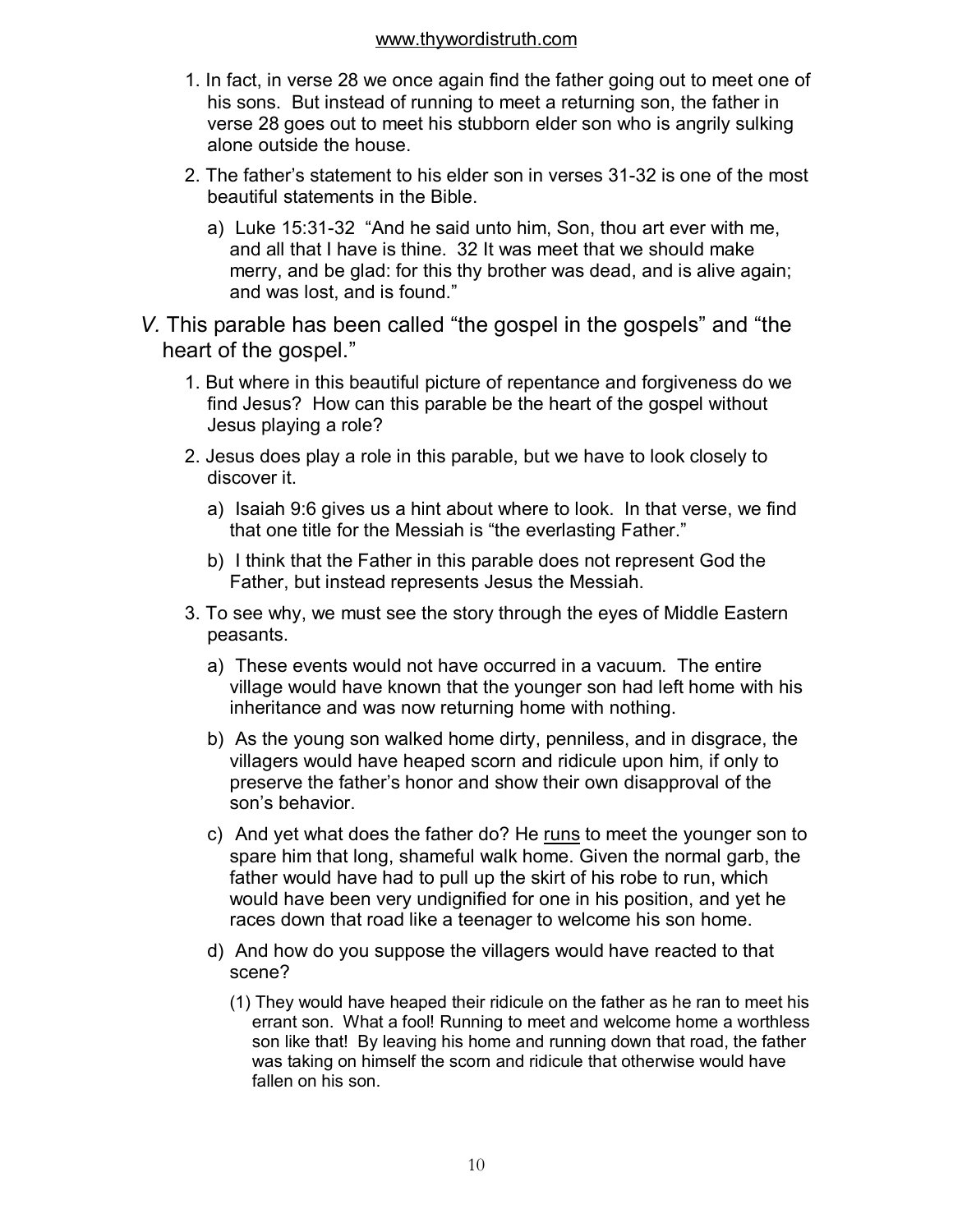1. In fact, in verse 28 we once again find the father going out to meet one of his sons. But instead of running to meet a returning son, the father in verse 28 goes out to meet his stubborn elder son who is angrily sulking alone outside the house.

2. The father's statement to his elder son in verses 31-32 is one of the most beautiful statements in the Bible.

   a) Luke 15:31-32 "And he said unto him, Son, thou art ever with me, and all that I have is thine. 32 It was meet that we should make merry, and be glad: for this thy brother was dead, and is alive again; and was lost, and is found."

*V.* This parable has been called "the gospel in the gospels" and "the heart of the gospel."

1. But where in this beautiful picture of repentance and forgiveness do we find Jesus? How can this parable be the heart of the gospel without Jesus playing a role?

2. Jesus does play a role in this parable, but we have to look closely to discover it.

   a) Isaiah 9:6 gives us a hint about where to look. In that verse, we find that one title for the Messiah is "the everlasting Father."

   b) I think that the Father in this parable does not represent God the Father, but instead represents Jesus the Messiah.

3. To see why, we must see the story through the eyes of Middle Eastern peasants.

   a) These events would not have occurred in a vacuum. The entire village would have known that the younger son had left home with his inheritance and was now returning home with nothing.

   b) As the young son walked home dirty, penniless, and in disgrace, the villagers would have heaped scorn and ridicule upon him, if only to preserve the father's honor and show their own disapproval of the son's behavior.

   c) And yet what does the father do? He <u>runs</u> to meet the younger son to spare him that long, shameful walk home. Given the normal garb, the father would have had to pull up the skirt of his robe to run, which would have been very undignified for one in his position, and yet he races down that road like a teenager to welcome his son home.

   d) And how do you suppose the villagers would have reacted to that scene?

      (1) They would have heaped their ridicule on the father as he ran to meet his errant son. What a fool! Running to meet and welcome home a worthless son like that! By leaving his home and running down that road, the father was taking on himself the scorn and ridicule that otherwise would have fallen on his son.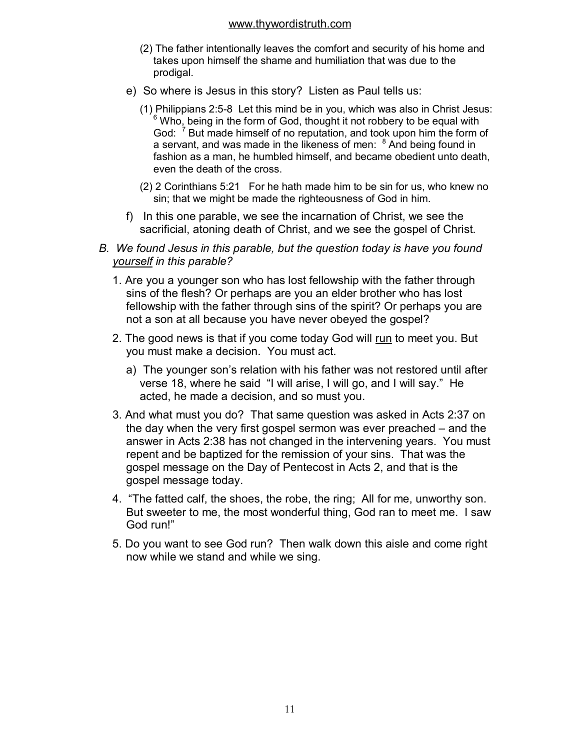(2) The father intentionally leaves the comfort and security of his home and takes upon himself the shame and humiliation that was due to the prodigal.

e) So where is Jesus in this story? Listen as Paul tells us:

(1) Philippians 2:5-8 Let this mind be in you, which was also in Christ Jesus: [6] Who, being in the form of God, thought it not robbery to be equal with God: [7] But made himself of no reputation, and took upon him the form of a servant, and was made in the likeness of men: [8] And being found in fashion as a man, he humbled himself, and became obedient unto death, even the death of the cross.

(2) 2 Corinthians 5:21 For he hath made him to be sin for us, who knew no sin; that we might be made the righteousness of God in him.

f) In this one parable, we see the incarnation of Christ, we see the sacrificial, atoning death of Christ, and we see the gospel of Christ.

*B. We found Jesus in this parable, but the question today is have you found* <u>*yourself*</u> *in this parable?*

1. Are you a younger son who has lost fellowship with the father through sins of the flesh? Or perhaps are you an elder brother who has lost fellowship with the father through sins of the spirit? Or perhaps you are not a son at all because you have never obeyed the gospel?

2. The good news is that if you come today God will <u>run</u> to meet you. But you must make a decision. You must act.

   a) The younger son's relation with his father was not restored until after verse 18, where he said "I will arise, I will go, and I will say." He acted, he made a decision, and so must you.

3. And what must you do? That same question was asked in Acts 2:37 on the day when the very first gospel sermon was ever preached – and the answer in Acts 2:38 has not changed in the intervening years. You must repent and be baptized for the remission of your sins. That was the gospel message on the Day of Pentecost in Acts 2, and that is the gospel message today.

4. "The fatted calf, the shoes, the robe, the ring; All for me, unworthy son. But sweeter to me, the most wonderful thing, God ran to meet me. I saw God run!"

5. Do you want to see God run? Then walk down this aisle and come right now while we stand and while we sing.